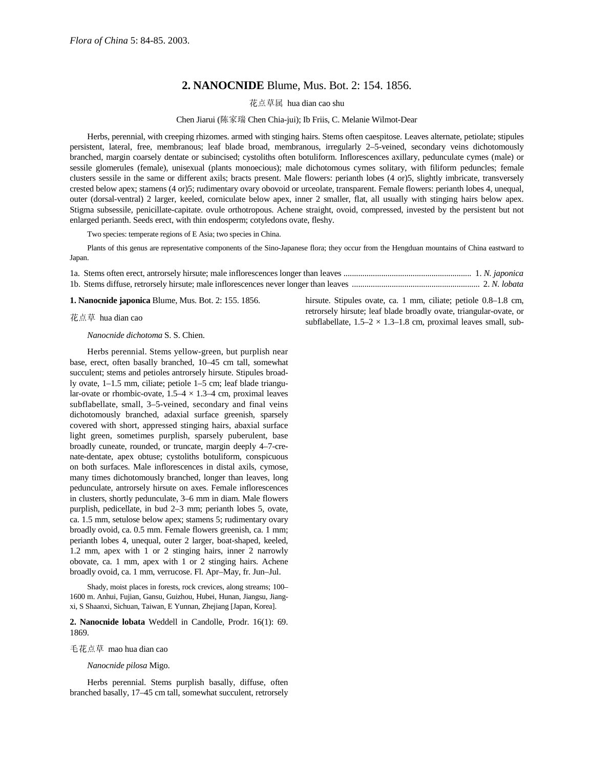*Flora of China* 5: 84-85. 2003.

## 2. NANOCNIDE Blume, Mus. Bot. 2: 154. 1856.

花点草属 hua dian cao shu

Chen Jiarui (陈家瑞 Chen Chia-jui); Ib Friis, C. Melanie Wilmot-Dear

Herbs, perennial, with creeping rhizomes. armed with stinging hairs. Stems often caespitose. Leaves alternate, petiolate; stipules persistent, lateral, free, membranous; leaf blade broad, membranous, irregularly 2–5-veined, secondary veins dichotomously branched, margin coarsely dentate or subincised; cystoliths often botuliform. Inflorescences axillary, pedunculate cymes (male) or sessile glomerules (female), unisexual (plants monoecious); male dichotomous cymes solitary, with filiform peduncles; female clusters sessile in the same or different axils; bracts present. Male flowers: perianth lobes (4 or)5, slightly imbricate, transversely crested below apex; stamens (4 or)5; rudimentary ovary obovoid or urceolate, transparent. Female flowers: perianth lobes 4, unequal, outer (dorsal-ventral) 2 larger, keeled, corniculate below apex, inner 2 smaller, flat, all usually with stinging hairs below apex. Stigma subsessile, penicillate-capitate. ovule orthotropous. Achene straight, ovoid, compressed, invested by the persistent but not enlarged perianth. Seeds erect, with thin endosperm; cotyledons ovate, fleshy.

Two species: temperate regions of E Asia; two species in China.

Plants of this genus are representative components of the Sino-Japanese flora; they occur from the Hengduan mountains of China eastward to Japan.

1a. Stems often erect, antrorsely hirsute; male inflorescences longer than leaves ............................................................ 1. *N. japonica*
1b. Stems diffuse, retrorsely hirsute; male inflorescences never longer than leaves ............................................................ 2. *N. lobata*

**1. Nanocnide japonica** Blume, Mus. Bot. 2: 155. 1856.

花点草 hua dian cao

*Nanocnide dichotoma* S. S. Chien.

Herbs perennial. Stems yellow-green, but purplish near base, erect, often basally branched, 10–45 cm tall, somewhat succulent; stems and petioles antrorsely hirsute. Stipules broadly ovate, 1–1.5 mm, ciliate; petiole 1–5 cm; leaf blade triangular-ovate or rhombic-ovate, 1.5–4 × 1.3–4 cm, proximal leaves subflabellate, small, 3–5-veined, secondary and final veins dichotomously branched, adaxial surface greenish, sparsely covered with short, appressed stinging hairs, abaxial surface light green, sometimes purplish, sparsely puberulent, base broadly cuneate, rounded, or truncate, margin deeply 4–7-crenate-dentate, apex obtuse; cystoliths botuliform, conspicuous on both surfaces. Male inflorescences in distal axils, cymose, many times dichotomously branched, longer than leaves, long pedunculate, antrorsely hirsute on axes. Female inflorescences in clusters, shortly pedunculate, 3–6 mm in diam. Male flowers purplish, pedicellate, in bud 2–3 mm; perianth lobes 5, ovate, ca. 1.5 mm, setulose below apex; stamens 5; rudimentary ovary broadly ovoid, ca. 0.5 mm. Female flowers greenish, ca. 1 mm; perianth lobes 4, unequal, outer 2 larger, boat-shaped, keeled, 1.2 mm, apex with 1 or 2 stinging hairs, inner 2 narrowly obovate, ca. 1 mm, apex with 1 or 2 stinging hairs. Achene broadly ovoid, ca. 1 mm, verrucose. Fl. Apr–May, fr. Jun–Jul.

Shady, moist places in forests, rock crevices, along streams; 100–1600 m. Anhui, Fujian, Gansu, Guizhou, Hubei, Hunan, Jiangsu, Jiangxi, S Shaanxi, Sichuan, Taiwan, E Yunnan, Zhejiang [Japan, Korea].

**2. Nanocnide lobata** Weddell in Candolle, Prodr. 16(1): 69. 1869.

毛花点草 mao hua dian cao

*Nanocnide pilosa* Migo.

Herbs perennial. Stems purplish basally, diffuse, often branched basally, 17–45 cm tall, somewhat succulent, retrorsely hirsute. Stipules ovate, ca. 1 mm, ciliate; petiole 0.8–1.8 cm, retrorsely hirsute; leaf blade broadly ovate, triangular-ovate, or subflabellate, 1.5–2 × 1.3–1.8 cm, proximal leaves small, sub-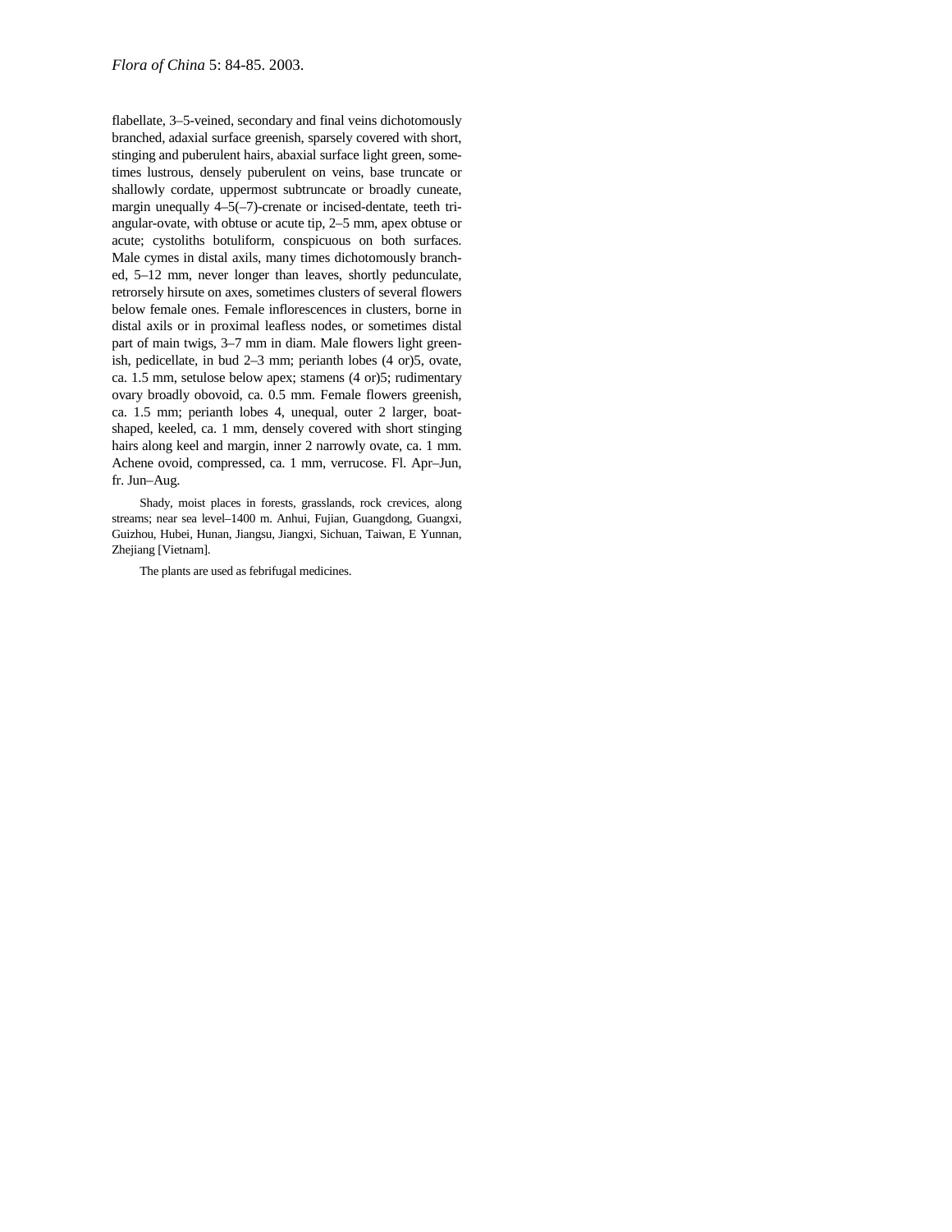flabellate, 3–5-veined, secondary and final veins dichotomously branched, adaxial surface greenish, sparsely covered with short, stinging and puberulent hairs, abaxial surface light green, sometimes lustrous, densely puberulent on veins, base truncate or shallowly cordate, uppermost subtruncate or broadly cuneate, margin unequally 4–5(–7)-crenate or incised-dentate, teeth triangular-ovate, with obtuse or acute tip, 2–5 mm, apex obtuse or acute; cystoliths botuliform, conspicuous on both surfaces. Male cymes in distal axils, many times dichotomously branched, 5–12 mm, never longer than leaves, shortly pedunculate, retrorsely hirsute on axes, sometimes clusters of several flowers below female ones. Female inflorescences in clusters, borne in distal axils or in proximal leafless nodes, or sometimes distal part of main twigs, 3–7 mm in diam. Male flowers light greenish, pedicellate, in bud 2–3 mm; perianth lobes (4 or)5, ovate, ca. 1.5 mm, setulose below apex; stamens (4 or)5; rudimentary ovary broadly obovoid, ca. 0.5 mm. Female flowers greenish, ca. 1.5 mm; perianth lobes 4, unequal, outer 2 larger, boat-shaped, keeled, ca. 1 mm, densely covered with short stinging hairs along keel and margin, inner 2 narrowly ovate, ca. 1 mm. Achene ovoid, compressed, ca. 1 mm, verrucose. Fl. Apr–Jun, fr. Jun–Aug.

Shady, moist places in forests, grasslands, rock crevices, along streams; near sea level–1400 m. Anhui, Fujian, Guangdong, Guangxi, Guizhou, Hubei, Hunan, Jiangsu, Jiangxi, Sichuan, Taiwan, E Yunnan, Zhejiang [Vietnam].

The plants are used as febrifugal medicines.